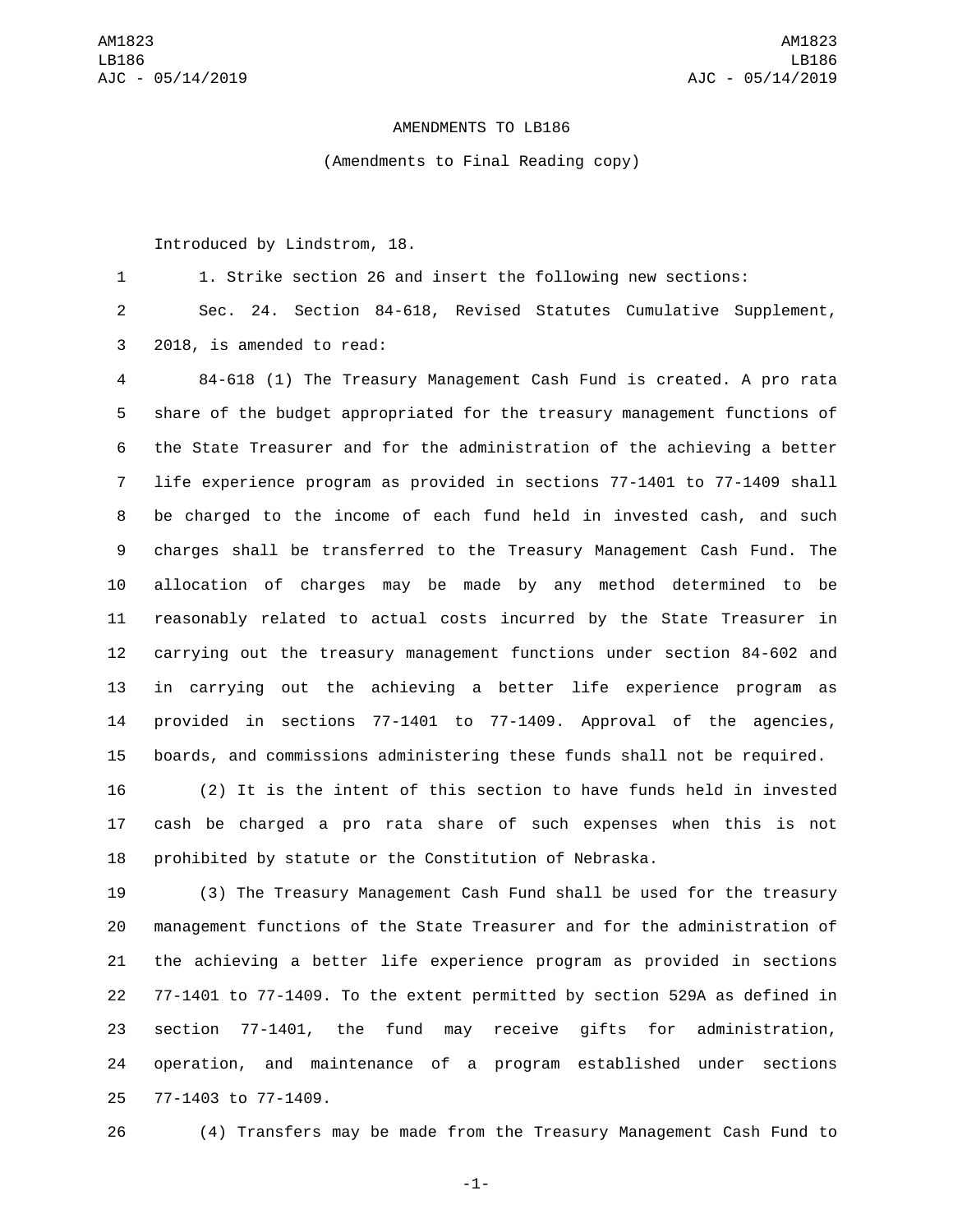AMENDMENTS TO LB186

(Amendments to Final Reading copy)

Introduced by Lindstrom, 18.

1. Strike section 26 and insert the following new sections:

Sec. 24. Section 84-618, Revised Statutes Cumulative Supplement, 2018, is amended to read:

84-618 (1) The Treasury Management Cash Fund is created. A pro rata share of the budget appropriated for the treasury management functions of the State Treasurer and for the administration of the achieving a better life experience program as provided in sections 77-1401 to 77-1409 shall be charged to the income of each fund held in invested cash, and such charges shall be transferred to the Treasury Management Cash Fund. The allocation of charges may be made by any method determined to be reasonably related to actual costs incurred by the State Treasurer in carrying out the treasury management functions under section 84-602 and in carrying out the achieving a better life experience program as provided in sections 77-1401 to 77-1409. Approval of the agencies, boards, and commissions administering these funds shall not be required.

(2) It is the intent of this section to have funds held in invested cash be charged a pro rata share of such expenses when this is not prohibited by statute or the Constitution of Nebraska.

(3) The Treasury Management Cash Fund shall be used for the treasury management functions of the State Treasurer and for the administration of the achieving a better life experience program as provided in sections 77-1401 to 77-1409. To the extent permitted by section 529A as defined in section 77-1401, the fund may receive gifts for administration, operation, and maintenance of a program established under sections 77-1403 to 77-1409.

(4) Transfers may be made from the Treasury Management Cash Fund to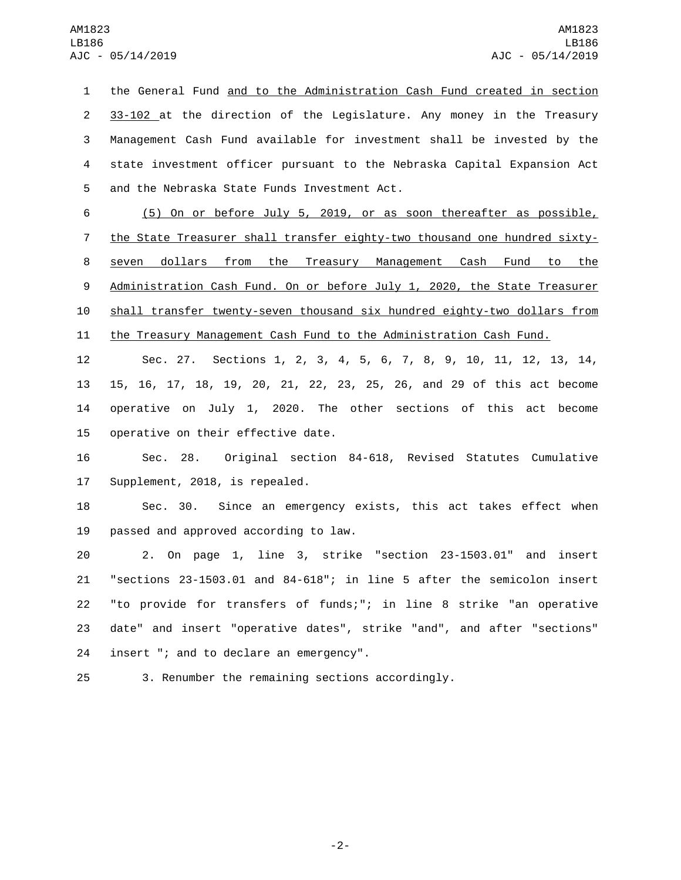the General Fund <u>and to the Administration Cash Fund created in section 33-102</u> at the direction of the Legislature. Any money in the Treasury Management Cash Fund available for investment shall be invested by the state investment officer pursuant to the Nebraska Capital Expansion Act and the Nebraska State Funds Investment Act.

<u>(5) On or before July 5, 2019, or as soon thereafter as possible, the State Treasurer shall transfer eighty-two thousand one hundred sixty-seven dollars from the Treasury Management Cash Fund to the Administration Cash Fund. On or before July 1, 2020, the State Treasurer shall transfer twenty-seven thousand six hundred eighty-two dollars from the Treasury Management Cash Fund to the Administration Cash Fund.</u>

Sec. 27. Sections 1, 2, 3, 4, 5, 6, 7, 8, 9, 10, 11, 12, 13, 14, 15, 16, 17, 18, 19, 20, 21, 22, 23, 25, 26, and 29 of this act become operative on July 1, 2020. The other sections of this act become operative on their effective date.

Sec. 28. Original section 84-618, Revised Statutes Cumulative Supplement, 2018, is repealed.

Sec. 30. Since an emergency exists, this act takes effect when passed and approved according to law.

2. On page 1, line 3, strike "section 23-1503.01" and insert "sections 23-1503.01 and 84-618"; in line 5 after the semicolon insert "to provide for transfers of funds;"; in line 8 strike "an operative date" and insert "operative dates", strike "and", and after "sections" insert "; and to declare an emergency".

3. Renumber the remaining sections accordingly.